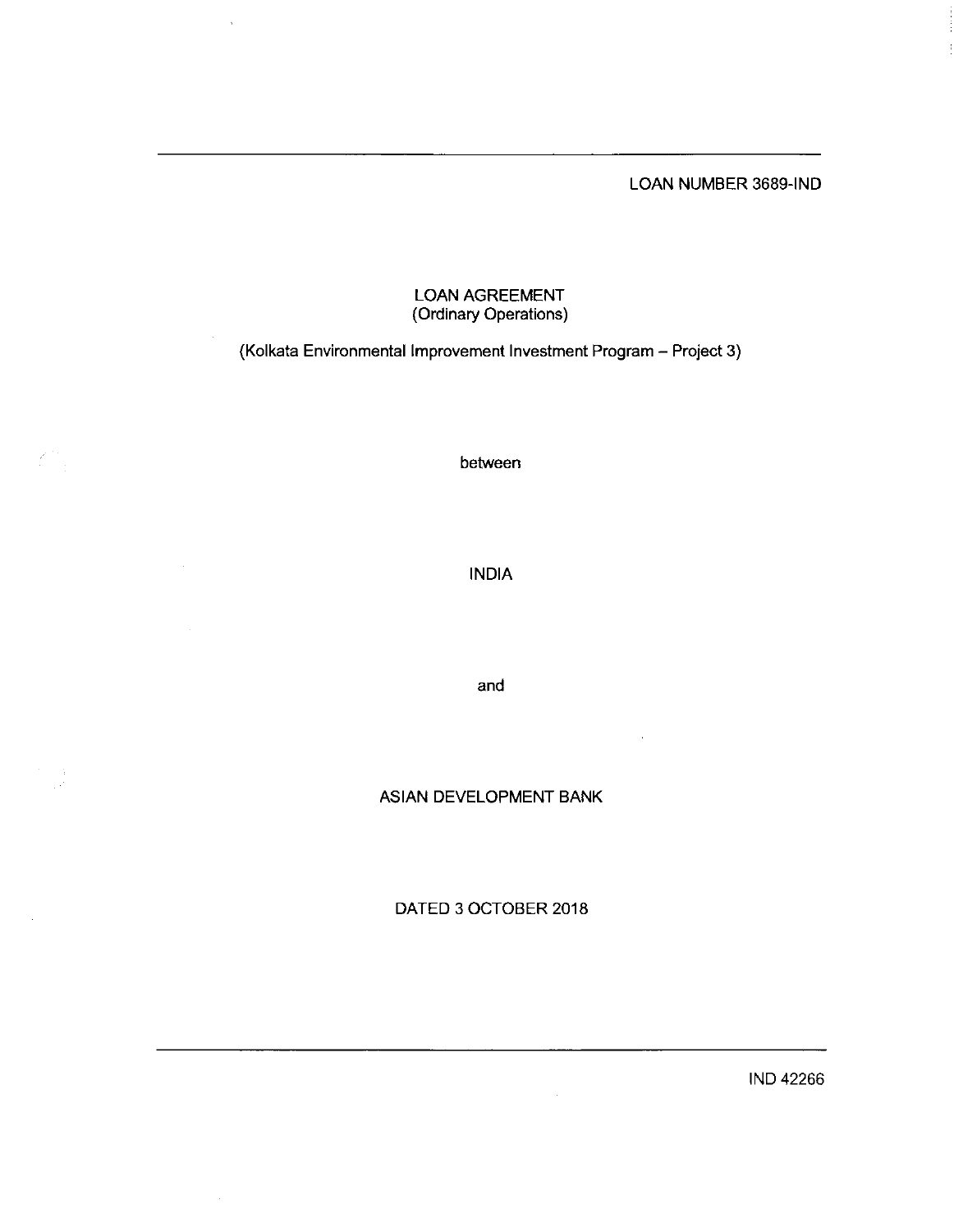LOAN NUMBER 3689-IND

# LOAN AGREEMENT
(Ordinary Operations)

(Kolkata Environmental Improvement Investment Program – Project 3)

between

INDIA

and

ASIAN DEVELOPMENT BANK

DATED 3 OCTOBER 2018

IND 42266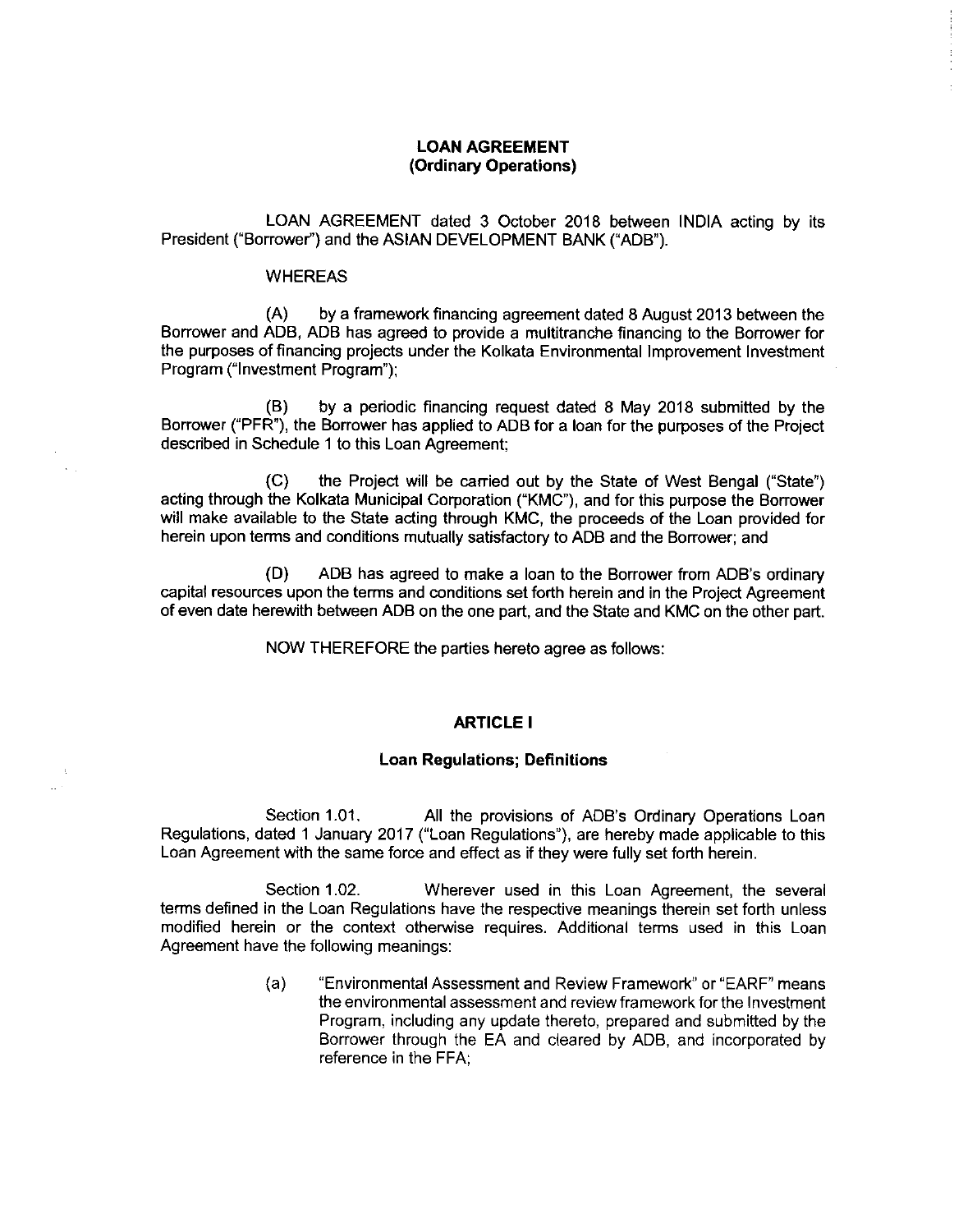**LOAN AGREEMENT**
**(Ordinary Operations)**

LOAN AGREEMENT dated 3 October 2018 between INDIA acting by its President ("Borrower") and the ASIAN DEVELOPMENT BANK ("ADB").

WHEREAS

(A) by a framework financing agreement dated 8 August 2013 between the Borrower and ADB, ADB has agreed to provide a multitranche financing to the Borrower for the purposes of financing projects under the Kolkata Environmental Improvement Investment Program ("Investment Program");

(B) by a periodic financing request dated 8 May 2018 submitted by the Borrower ("PFR"), the Borrower has applied to ADB for a loan for the purposes of the Project described in Schedule 1 to this Loan Agreement;

(C) the Project will be carried out by the State of West Bengal ("State") acting through the Kolkata Municipal Corporation ("KMC"), and for this purpose the Borrower will make available to the State acting through KMC, the proceeds of the Loan provided for herein upon terms and conditions mutually satisfactory to ADB and the Borrower; and

(D) ADB has agreed to make a loan to the Borrower from ADB's ordinary capital resources upon the terms and conditions set forth herein and in the Project Agreement of even date herewith between ADB on the one part, and the State and KMC on the other part.

NOW THEREFORE the parties hereto agree as follows:

**ARTICLE I**

**Loan Regulations; Definitions**

Section 1.01. All the provisions of ADB's Ordinary Operations Loan Regulations, dated 1 January 2017 ("Loan Regulations"), are hereby made applicable to this Loan Agreement with the same force and effect as if they were fully set forth herein.

Section 1.02. Wherever used in this Loan Agreement, the several terms defined in the Loan Regulations have the respective meanings therein set forth unless modified herein or the context otherwise requires. Additional terms used in this Loan Agreement have the following meanings:

(a) "Environmental Assessment and Review Framework" or "EARF" means the environmental assessment and review framework for the Investment Program, including any update thereto, prepared and submitted by the Borrower through the EA and cleared by ADB, and incorporated by reference in the FFA;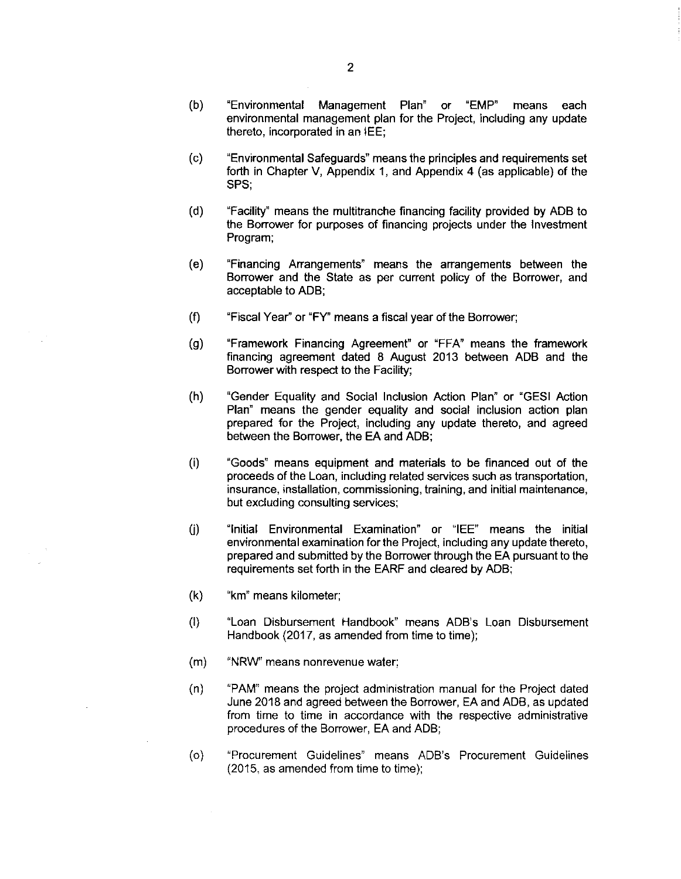(b) "Environmental Management Plan" or "EMP" means each environmental management plan for the Project, including any update thereto, incorporated in an IEE;

(c) "Environmental Safeguards" means the principles and requirements set forth in Chapter V, Appendix 1, and Appendix 4 (as applicable) of the SPS;

(d) "Facility" means the multitranche financing facility provided by ADB to the Borrower for purposes of financing projects under the Investment Program;

(e) "Financing Arrangements" means the arrangements between the Borrower and the State as per current policy of the Borrower, and acceptable to ADB;

(f) "Fiscal Year" or "FY" means a fiscal year of the Borrower;

(g) "Framework Financing Agreement" or "FFA" means the framework financing agreement dated 8 August 2013 between ADB and the Borrower with respect to the Facility;

(h) "Gender Equality and Social Inclusion Action Plan" or "GESI Action Plan" means the gender equality and social inclusion action plan prepared for the Project, including any update thereto, and agreed between the Borrower, the EA and ADB;

(i) "Goods" means equipment and materials to be financed out of the proceeds of the Loan, including related services such as transportation, insurance, installation, commissioning, training, and initial maintenance, but excluding consulting services;

(j) "Initial Environmental Examination" or "IEE" means the initial environmental examination for the Project, including any update thereto, prepared and submitted by the Borrower through the EA pursuant to the requirements set forth in the EARF and cleared by ADB;

(k) "km" means kilometer;

(l) "Loan Disbursement Handbook" means ADB's Loan Disbursement Handbook (2017, as amended from time to time);

(m) "NRW" means nonrevenue water;

(n) "PAM" means the project administration manual for the Project dated June 2018 and agreed between the Borrower, EA and ADB, as updated from time to time in accordance with the respective administrative procedures of the Borrower, EA and ADB;

(o) "Procurement Guidelines" means ADB's Procurement Guidelines (2015, as amended from time to time);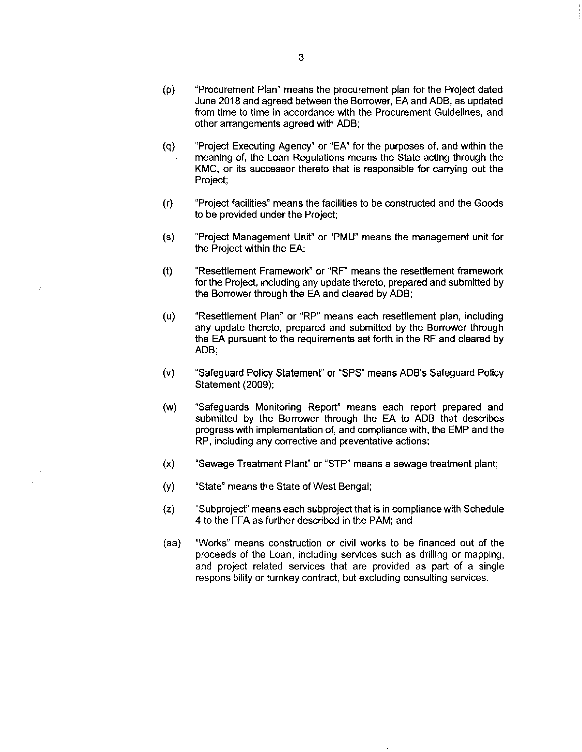(p) "Procurement Plan" means the procurement plan for the Project dated June 2018 and agreed between the Borrower, EA and ADB, as updated from time to time in accordance with the Procurement Guidelines, and other arrangements agreed with ADB;

(q) "Project Executing Agency" or "EA" for the purposes of, and within the meaning of, the Loan Regulations means the State acting through the KMC, or its successor thereto that is responsible for carrying out the Project;

(r) "Project facilities" means the facilities to be constructed and the Goods to be provided under the Project;

(s) "Project Management Unit" or "PMU" means the management unit for the Project within the EA;

(t) "Resettlement Framework" or "RF" means the resettlement framework for the Project, including any update thereto, prepared and submitted by the Borrower through the EA and cleared by ADB;

(u) "Resettlement Plan" or "RP" means each resettlement plan, including any update thereto, prepared and submitted by the Borrower through the EA pursuant to the requirements set forth in the RF and cleared by ADB;

(v) "Safeguard Policy Statement" or "SPS" means ADB's Safeguard Policy Statement (2009);

(w) "Safeguards Monitoring Report" means each report prepared and submitted by the Borrower through the EA to ADB that describes progress with implementation of, and compliance with, the EMP and the RP, including any corrective and preventative actions;

(x) "Sewage Treatment Plant" or "STP" means a sewage treatment plant;

(y) "State" means the State of West Bengal;

(z) "Subproject" means each subproject that is in compliance with Schedule 4 to the FFA as further described in the PAM; and

(aa) "Works" means construction or civil works to be financed out of the proceeds of the Loan, including services such as drilling or mapping, and project related services that are provided as part of a single responsibility or turnkey contract, but excluding consulting services.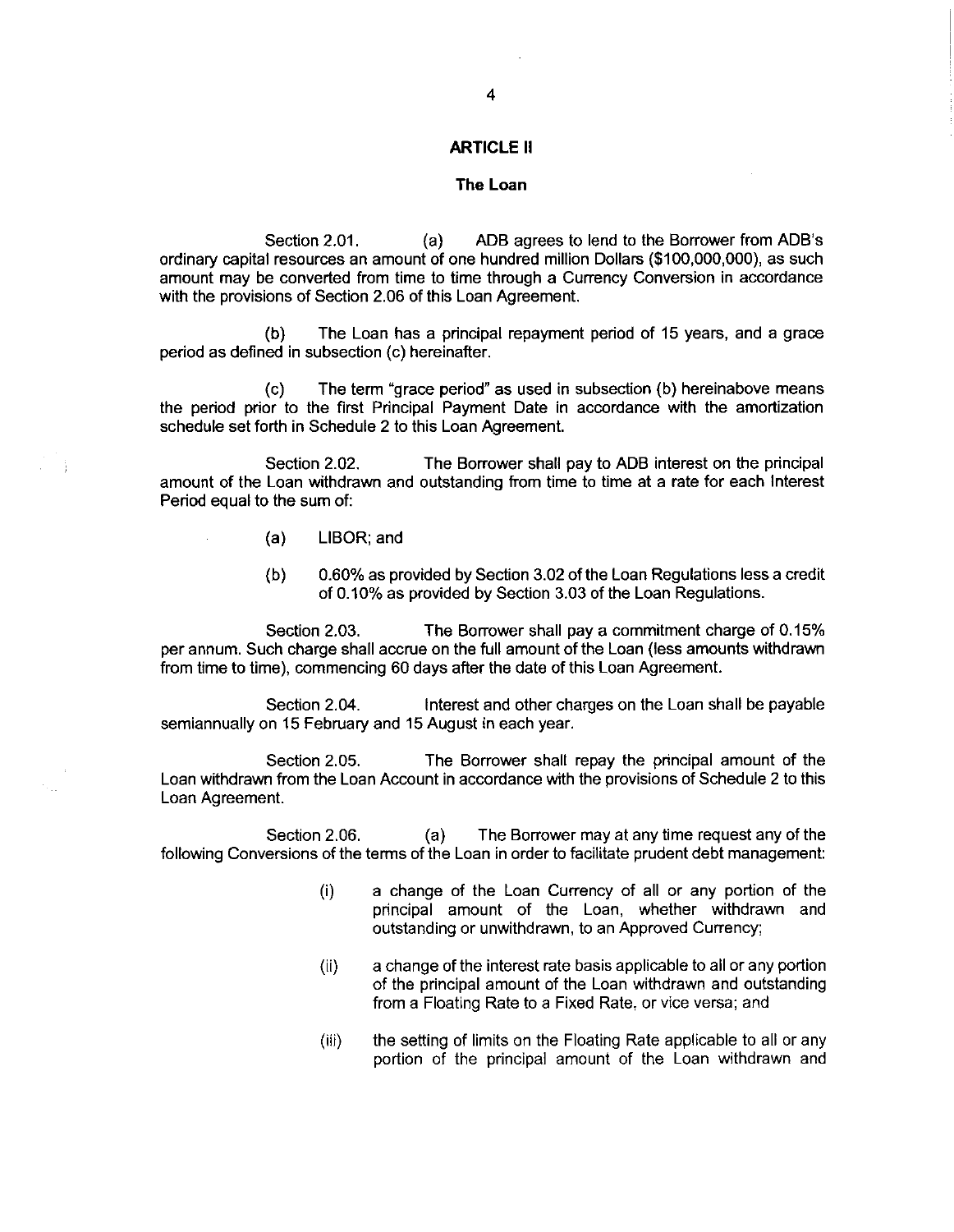## ARTICLE II

### The Loan

Section 2.01. (a) ADB agrees to lend to the Borrower from ADB's ordinary capital resources an amount of one hundred million Dollars ($100,000,000), as such amount may be converted from time to time through a Currency Conversion in accordance with the provisions of Section 2.06 of this Loan Agreement.

(b) The Loan has a principal repayment period of 15 years, and a grace period as defined in subsection (c) hereinafter.

(c) The term "grace period" as used in subsection (b) hereinabove means the period prior to the first Principal Payment Date in accordance with the amortization schedule set forth in Schedule 2 to this Loan Agreement.

Section 2.02. The Borrower shall pay to ADB interest on the principal amount of the Loan withdrawn and outstanding from time to time at a rate for each Interest Period equal to the sum of:

(a) LIBOR; and

(b) 0.60% as provided by Section 3.02 of the Loan Regulations less a credit of 0.10% as provided by Section 3.03 of the Loan Regulations.

Section 2.03. The Borrower shall pay a commitment charge of 0.15% per annum. Such charge shall accrue on the full amount of the Loan (less amounts withdrawn from time to time), commencing 60 days after the date of this Loan Agreement.

Section 2.04. Interest and other charges on the Loan shall be payable semiannually on 15 February and 15 August in each year.

Section 2.05. The Borrower shall repay the principal amount of the Loan withdrawn from the Loan Account in accordance with the provisions of Schedule 2 to this Loan Agreement.

Section 2.06. (a) The Borrower may at any time request any of the following Conversions of the terms of the Loan in order to facilitate prudent debt management:

(i) a change of the Loan Currency of all or any portion of the principal amount of the Loan, whether withdrawn and outstanding or unwithdrawn, to an Approved Currency;

(ii) a change of the interest rate basis applicable to all or any portion of the principal amount of the Loan withdrawn and outstanding from a Floating Rate to a Fixed Rate, or vice versa; and

(iii) the setting of limits on the Floating Rate applicable to all or any portion of the principal amount of the Loan withdrawn and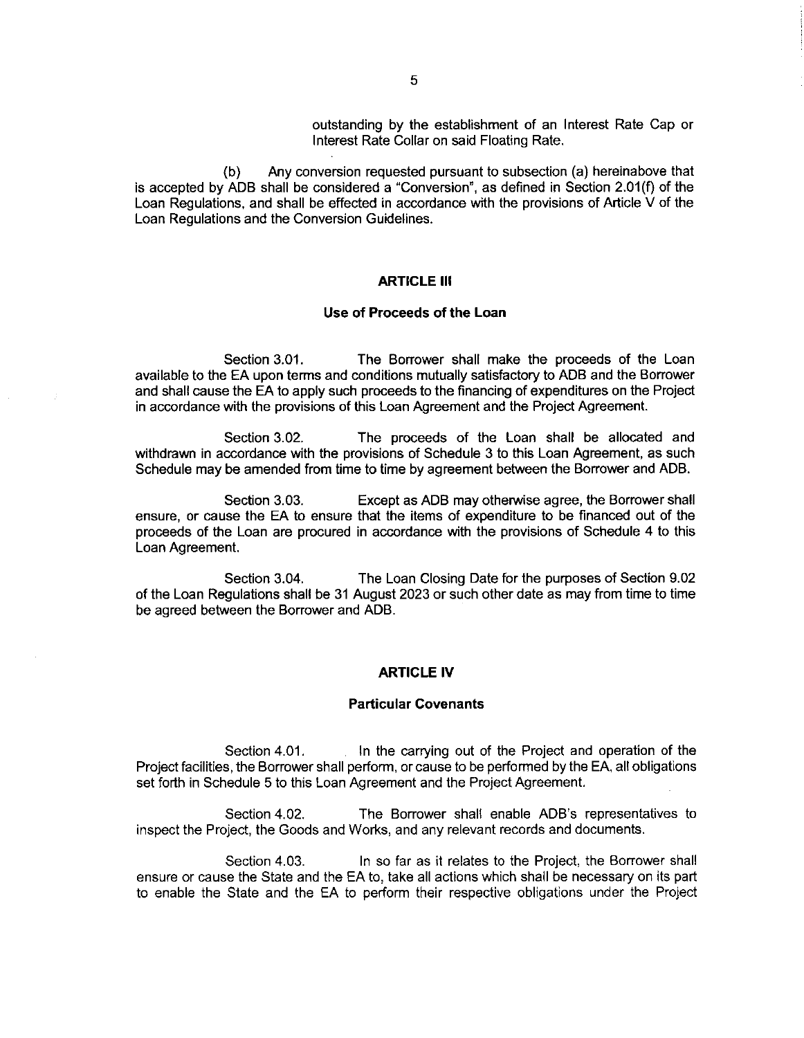outstanding by the establishment of an Interest Rate Cap or Interest Rate Collar on said Floating Rate.

(b) Any conversion requested pursuant to subsection (a) hereinabove that is accepted by ADB shall be considered a "Conversion", as defined in Section 2.01(f) of the Loan Regulations, and shall be effected in accordance with the provisions of Article V of the Loan Regulations and the Conversion Guidelines.

## ARTICLE III

### Use of Proceeds of the Loan

Section 3.01. The Borrower shall make the proceeds of the Loan available to the EA upon terms and conditions mutually satisfactory to ADB and the Borrower and shall cause the EA to apply such proceeds to the financing of expenditures on the Project in accordance with the provisions of this Loan Agreement and the Project Agreement.

Section 3.02. The proceeds of the Loan shall be allocated and withdrawn in accordance with the provisions of Schedule 3 to this Loan Agreement, as such Schedule may be amended from time to time by agreement between the Borrower and ADB.

Section 3.03. Except as ADB may otherwise agree, the Borrower shall ensure, or cause the EA to ensure that the items of expenditure to be financed out of the proceeds of the Loan are procured in accordance with the provisions of Schedule 4 to this Loan Agreement.

Section 3.04. The Loan Closing Date for the purposes of Section 9.02 of the Loan Regulations shall be 31 August 2023 or such other date as may from time to time be agreed between the Borrower and ADB.

## ARTICLE IV

### Particular Covenants

Section 4.01. In the carrying out of the Project and operation of the Project facilities, the Borrower shall perform, or cause to be performed by the EA, all obligations set forth in Schedule 5 to this Loan Agreement and the Project Agreement.

Section 4.02. The Borrower shall enable ADB's representatives to inspect the Project, the Goods and Works, and any relevant records and documents.

Section 4.03. In so far as it relates to the Project, the Borrower shall ensure or cause the State and the EA to, take all actions which shall be necessary on its part to enable the State and the EA to perform their respective obligations under the Project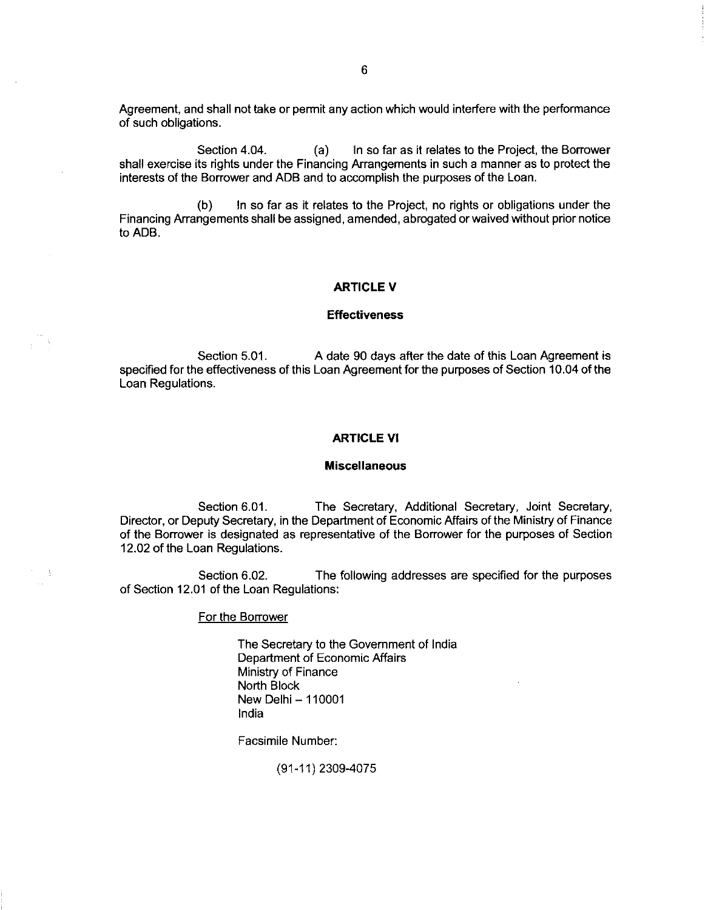Agreement, and shall not take or permit any action which would interfere with the performance of such obligations.

Section 4.04. (a) In so far as it relates to the Project, the Borrower shall exercise its rights under the Financing Arrangements in such a manner as to protect the interests of the Borrower and ADB and to accomplish the purposes of the Loan.

(b) In so far as it relates to the Project, no rights or obligations under the Financing Arrangements shall be assigned, amended, abrogated or waived without prior notice to ADB.

## ARTICLE V

### Effectiveness

Section 5.01. A date 90 days after the date of this Loan Agreement is specified for the effectiveness of this Loan Agreement for the purposes of Section 10.04 of the Loan Regulations.

## ARTICLE VI

### Miscellaneous

Section 6.01. The Secretary, Additional Secretary, Joint Secretary, Director, or Deputy Secretary, in the Department of Economic Affairs of the Ministry of Finance of the Borrower is designated as representative of the Borrower for the purposes of Section 12.02 of the Loan Regulations.

Section 6.02. The following addresses are specified for the purposes of Section 12.01 of the Loan Regulations:

For the Borrower

The Secretary to the Government of India
Department of Economic Affairs
Ministry of Finance
North Block
New Delhi – 110001
India

Facsimile Number:

(91-11) 2309-4075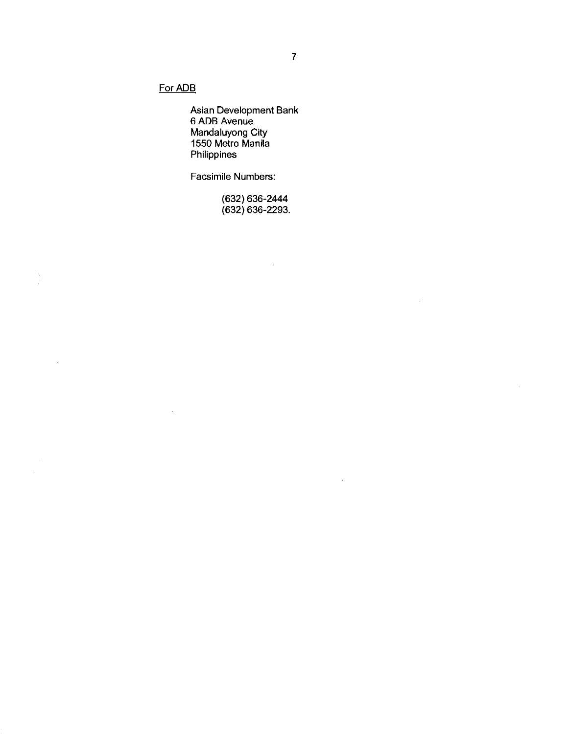For ADB

Asian Development Bank
6 ADB Avenue
Mandaluyong City
1550 Metro Manila
Philippines

Facsimile Numbers:

(632) 636-2444
(632) 636-2293.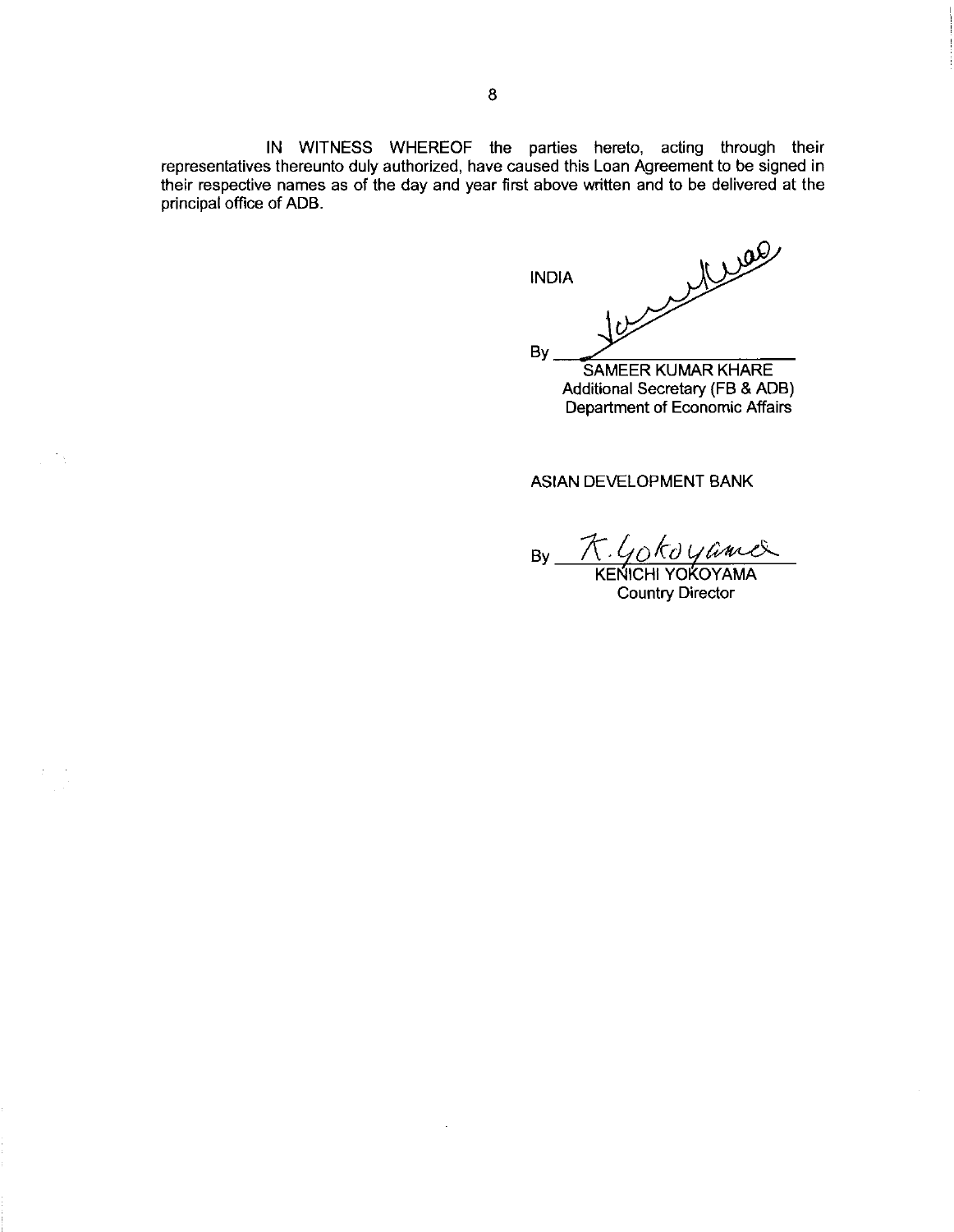IN WITNESS WHEREOF the parties hereto, acting through their representatives thereunto duly authorized, have caused this Loan Agreement to be signed in their respective names as of the day and year first above written and to be delivered at the principal office of ADB.

INDIA

By \_\_\_\_\_\_\_\_\_\_\_\_\_\_\_\_\_\_\_\_\_\_\_\_
SAMEER KUMAR KHARE
Additional Secretary (FB & ADB)
Department of Economic Affairs

ASIAN DEVELOPMENT BANK

By \_\_\_\_\_\_\_\_\_\_\_\_\_\_\_\_\_\_\_\_\_\_\_\_
KENICHI YOKOYAMA
Country Director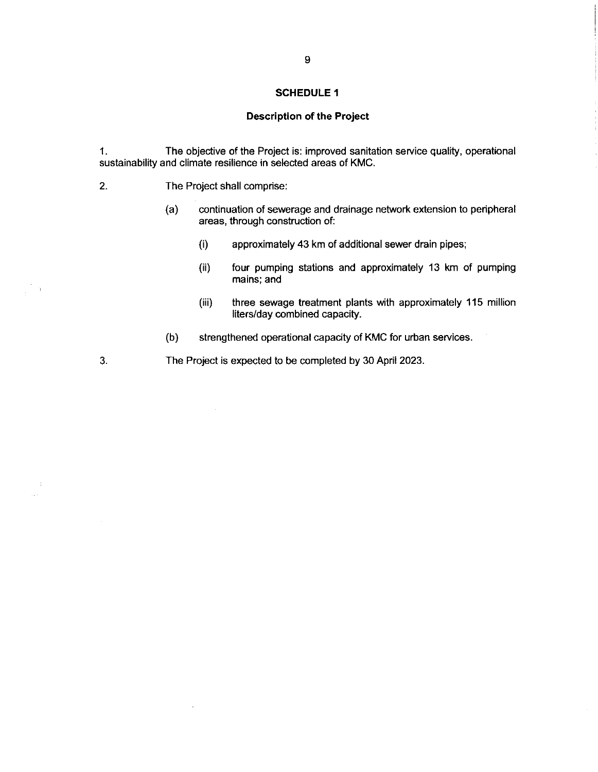## SCHEDULE 1

### Description of the Project

1. The objective of the Project is: improved sanitation service quality, operational sustainability and climate resilience in selected areas of KMC.

2. The Project shall comprise:

   (a) continuation of sewerage and drainage network extension to peripheral areas, through construction of:

      (i) approximately 43 km of additional sewer drain pipes;

      (ii) four pumping stations and approximately 13 km of pumping mains; and

      (iii) three sewage treatment plants with approximately 115 million liters/day combined capacity.

   (b) strengthened operational capacity of KMC for urban services.

3. The Project is expected to be completed by 30 April 2023.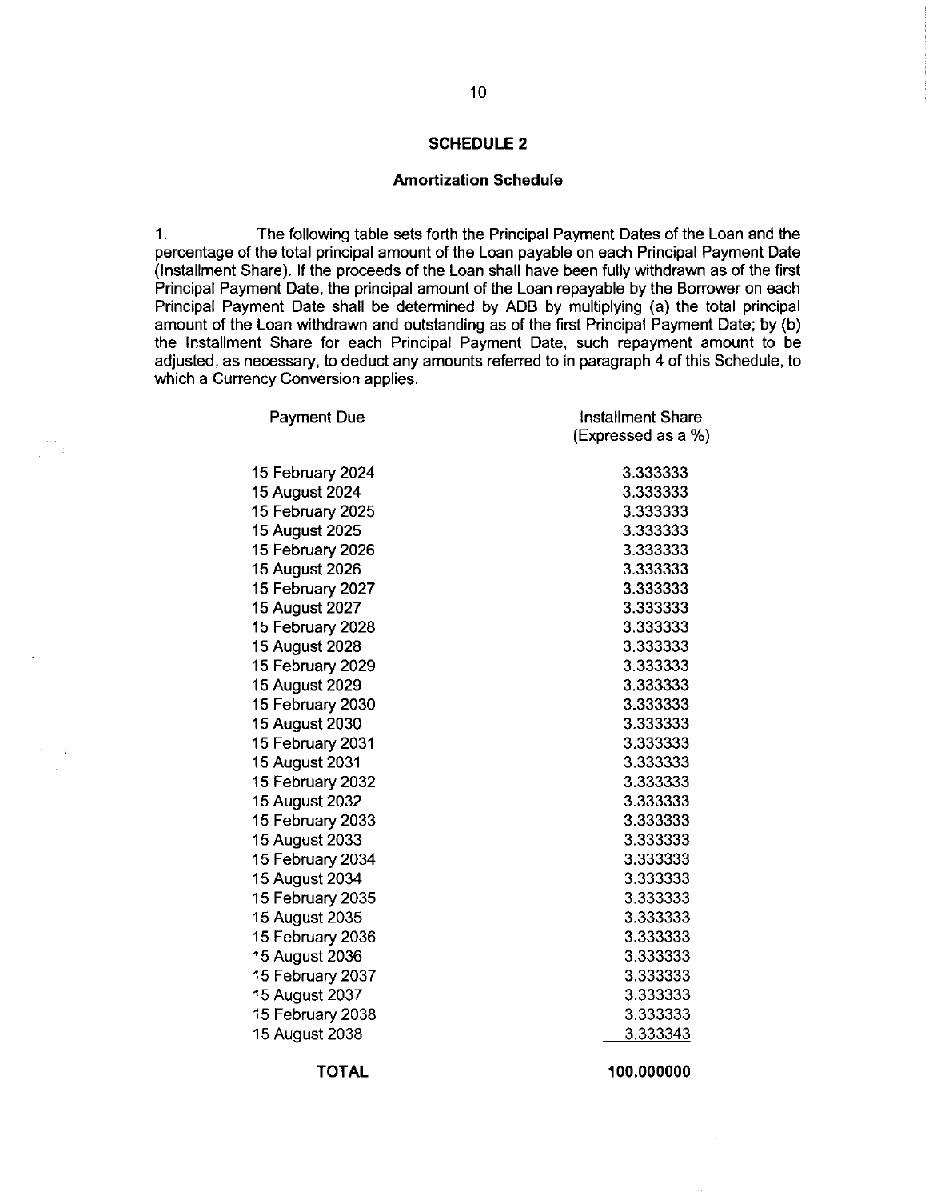## SCHEDULE 2

### Amortization Schedule

1. The following table sets forth the Principal Payment Dates of the Loan and the percentage of the total principal amount of the Loan payable on each Principal Payment Date (Installment Share). If the proceeds of the Loan shall have been fully withdrawn as of the first Principal Payment Date, the principal amount of the Loan repayable by the Borrower on each Principal Payment Date shall be determined by ADB by multiplying (a) the total principal amount of the Loan withdrawn and outstanding as of the first Principal Payment Date; by (b) the Installment Share for each Principal Payment Date, such repayment amount to be adjusted, as necessary, to deduct any amounts referred to in paragraph 4 of this Schedule, to which a Currency Conversion applies.

| Payment Due | Installment Share (Expressed as a %) |
|---|---|
| 15 February 2024 | 3.333333 |
| 15 August 2024 | 3.333333 |
| 15 February 2025 | 3.333333 |
| 15 August 2025 | 3.333333 |
| 15 February 2026 | 3.333333 |
| 15 August 2026 | 3.333333 |
| 15 February 2027 | 3.333333 |
| 15 August 2027 | 3.333333 |
| 15 February 2028 | 3.333333 |
| 15 August 2028 | 3.333333 |
| 15 February 2029 | 3.333333 |
| 15 August 2029 | 3.333333 |
| 15 February 2030 | 3.333333 |
| 15 August 2030 | 3.333333 |
| 15 February 2031 | 3.333333 |
| 15 August 2031 | 3.333333 |
| 15 February 2032 | 3.333333 |
| 15 August 2032 | 3.333333 |
| 15 February 2033 | 3.333333 |
| 15 August 2033 | 3.333333 |
| 15 February 2034 | 3.333333 |
| 15 August 2034 | 3.333333 |
| 15 February 2035 | 3.333333 |
| 15 August 2035 | 3.333333 |
| 15 February 2036 | 3.333333 |
| 15 August 2036 | 3.333333 |
| 15 February 2037 | 3.333333 |
| 15 August 2037 | 3.333333 |
| 15 February 2038 | 3.333333 |
| 15 August 2038 | 3.333343 |
| **TOTAL** | **100.000000** |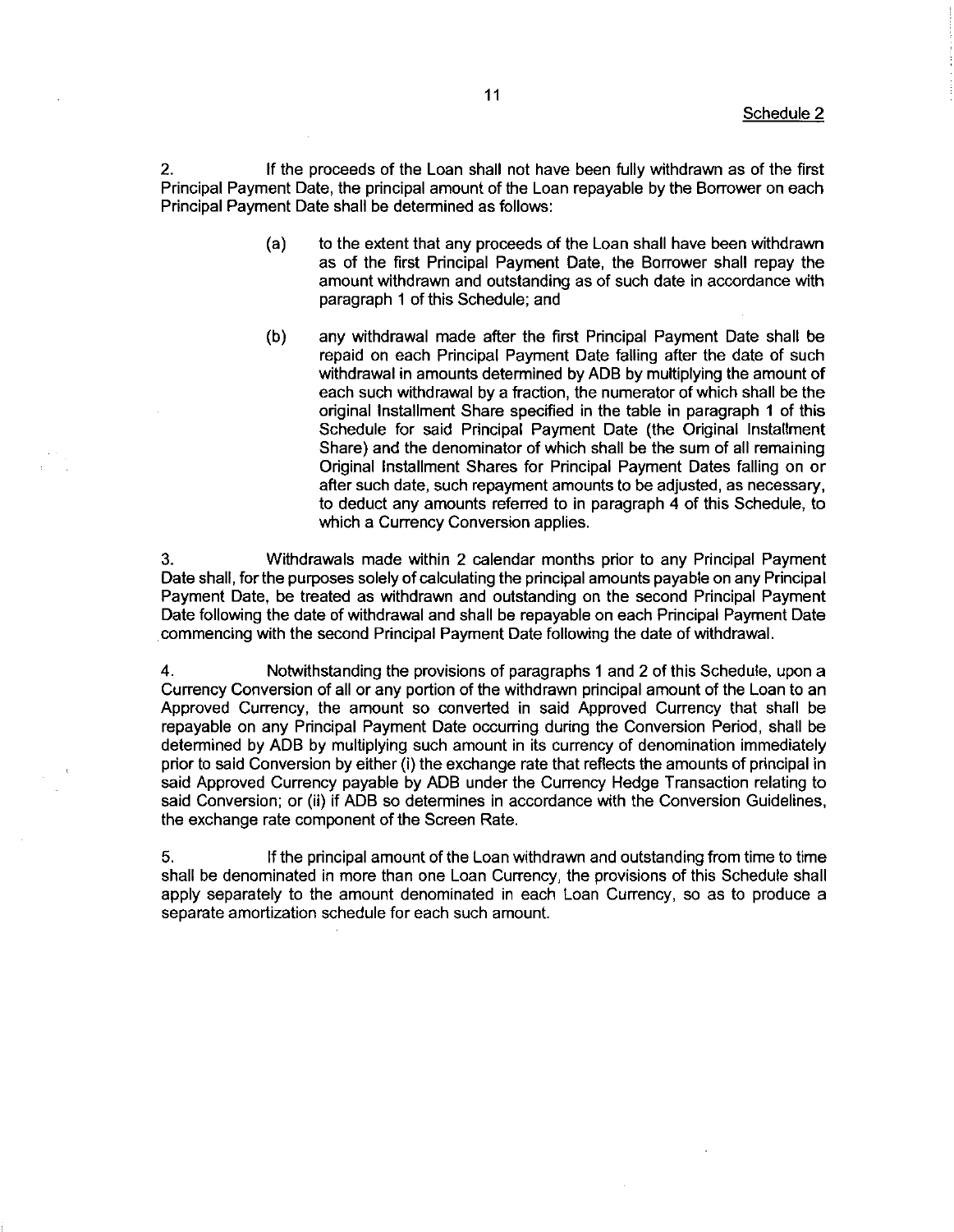Schedule 2

2. If the proceeds of the Loan shall not have been fully withdrawn as of the first Principal Payment Date, the principal amount of the Loan repayable by the Borrower on each Principal Payment Date shall be determined as follows:

(a) to the extent that any proceeds of the Loan shall have been withdrawn as of the first Principal Payment Date, the Borrower shall repay the amount withdrawn and outstanding as of such date in accordance with paragraph 1 of this Schedule; and

(b) any withdrawal made after the first Principal Payment Date shall be repaid on each Principal Payment Date falling after the date of such withdrawal in amounts determined by ADB by multiplying the amount of each such withdrawal by a fraction, the numerator of which shall be the original Installment Share specified in the table in paragraph 1 of this Schedule for said Principal Payment Date (the Original Installment Share) and the denominator of which shall be the sum of all remaining Original Installment Shares for Principal Payment Dates falling on or after such date, such repayment amounts to be adjusted, as necessary, to deduct any amounts referred to in paragraph 4 of this Schedule, to which a Currency Conversion applies.

3. Withdrawals made within 2 calendar months prior to any Principal Payment Date shall, for the purposes solely of calculating the principal amounts payable on any Principal Payment Date, be treated as withdrawn and outstanding on the second Principal Payment Date following the date of withdrawal and shall be repayable on each Principal Payment Date commencing with the second Principal Payment Date following the date of withdrawal.

4. Notwithstanding the provisions of paragraphs 1 and 2 of this Schedule, upon a Currency Conversion of all or any portion of the withdrawn principal amount of the Loan to an Approved Currency, the amount so converted in said Approved Currency that shall be repayable on any Principal Payment Date occurring during the Conversion Period, shall be determined by ADB by multiplying such amount in its currency of denomination immediately prior to said Conversion by either (i) the exchange rate that reflects the amounts of principal in said Approved Currency payable by ADB under the Currency Hedge Transaction relating to said Conversion; or (ii) if ADB so determines in accordance with the Conversion Guidelines, the exchange rate component of the Screen Rate.

5. If the principal amount of the Loan withdrawn and outstanding from time to time shall be denominated in more than one Loan Currency, the provisions of this Schedule shall apply separately to the amount denominated in each Loan Currency, so as to produce a separate amortization schedule for each such amount.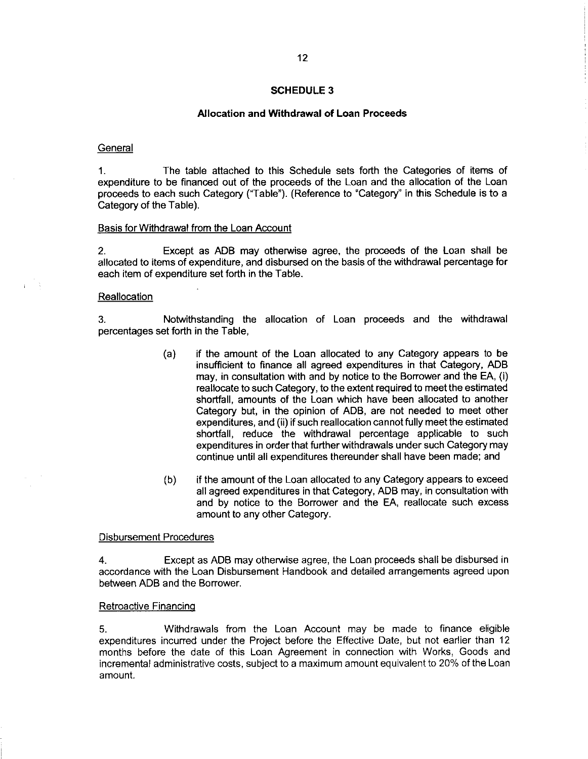## SCHEDULE 3

### Allocation and Withdrawal of Loan Proceeds

General

1. The table attached to this Schedule sets forth the Categories of items of expenditure to be financed out of the proceeds of the Loan and the allocation of the Loan proceeds to each such Category ("Table"). (Reference to "Category" in this Schedule is to a Category of the Table).

Basis for Withdrawal from the Loan Account

2. Except as ADB may otherwise agree, the proceeds of the Loan shall be allocated to items of expenditure, and disbursed on the basis of the withdrawal percentage for each item of expenditure set forth in the Table.

Reallocation

3. Notwithstanding the allocation of Loan proceeds and the withdrawal percentages set forth in the Table,

(a) if the amount of the Loan allocated to any Category appears to be insufficient to finance all agreed expenditures in that Category, ADB may, in consultation with and by notice to the Borrower and the EA, (i) reallocate to such Category, to the extent required to meet the estimated shortfall, amounts of the Loan which have been allocated to another Category but, in the opinion of ADB, are not needed to meet other expenditures, and (ii) if such reallocation cannot fully meet the estimated shortfall, reduce the withdrawal percentage applicable to such expenditures in order that further withdrawals under such Category may continue until all expenditures thereunder shall have been made; and

(b) if the amount of the Loan allocated to any Category appears to exceed all agreed expenditures in that Category, ADB may, in consultation with and by notice to the Borrower and the EA, reallocate such excess amount to any other Category.

Disbursement Procedures

4. Except as ADB may otherwise agree, the Loan proceeds shall be disbursed in accordance with the Loan Disbursement Handbook and detailed arrangements agreed upon between ADB and the Borrower.

Retroactive Financing

5. Withdrawals from the Loan Account may be made to finance eligible expenditures incurred under the Project before the Effective Date, but not earlier than 12 months before the date of this Loan Agreement in connection with Works, Goods and incremental administrative costs, subject to a maximum amount equivalent to 20% of the Loan amount.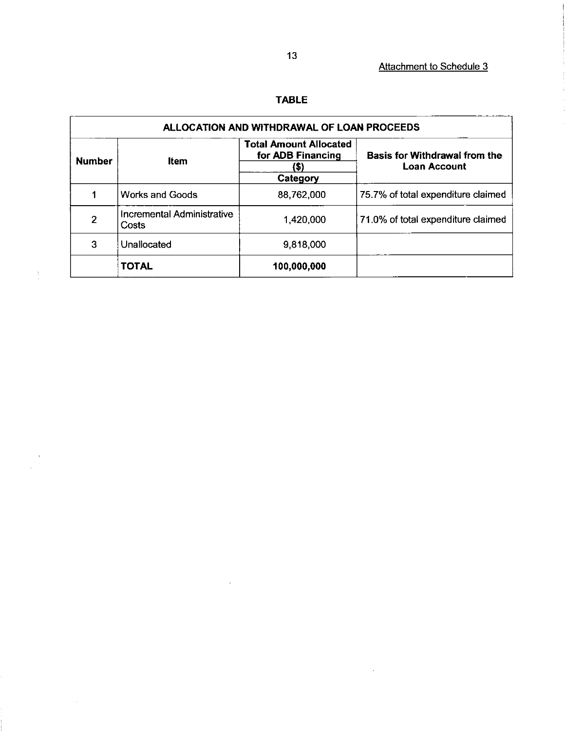Attachment to Schedule 3

**TABLE**

| ALLOCATION AND WITHDRAWAL OF LOAN PROCEEDS | | | |
|---|---|---|---|
| **Number** | **Item** | **Total Amount Allocated for ADB Financing ($)** | **Basis for Withdrawal from the Loan Account** |
| | | **Category** | |
| 1 | Works and Goods | 88,762,000 | 75.7% of total expenditure claimed |
| 2 | Incremental Administrative Costs | 1,420,000 | 71.0% of total expenditure claimed |
| 3 | Unallocated | 9,818,000 | |
| | **TOTAL** | **100,000,000** | |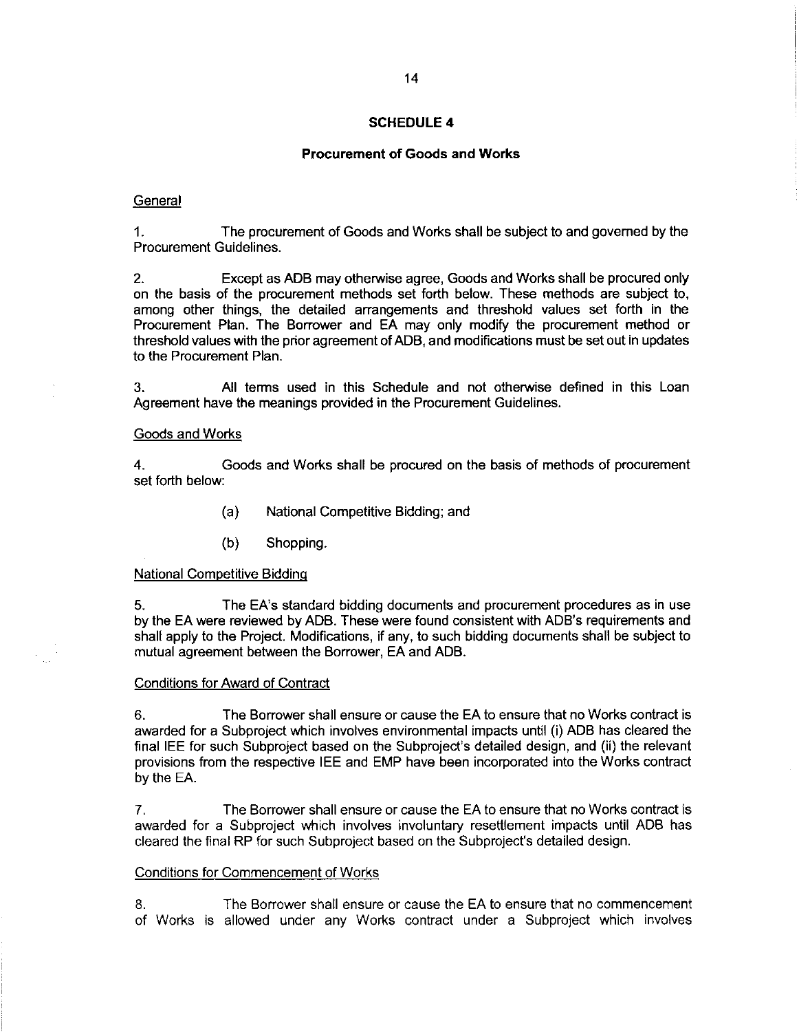## SCHEDULE 4

### Procurement of Goods and Works

General

1. The procurement of Goods and Works shall be subject to and governed by the Procurement Guidelines.

2. Except as ADB may otherwise agree, Goods and Works shall be procured only on the basis of the procurement methods set forth below. These methods are subject to, among other things, the detailed arrangements and threshold values set forth in the Procurement Plan. The Borrower and EA may only modify the procurement method or threshold values with the prior agreement of ADB, and modifications must be set out in updates to the Procurement Plan.

3. All terms used in this Schedule and not otherwise defined in this Loan Agreement have the meanings provided in the Procurement Guidelines.

Goods and Works

4. Goods and Works shall be procured on the basis of methods of procurement set forth below:

(a) National Competitive Bidding; and

(b) Shopping.

National Competitive Bidding

5. The EA's standard bidding documents and procurement procedures as in use by the EA were reviewed by ADB. These were found consistent with ADB's requirements and shall apply to the Project. Modifications, if any, to such bidding documents shall be subject to mutual agreement between the Borrower, EA and ADB.

Conditions for Award of Contract

6. The Borrower shall ensure or cause the EA to ensure that no Works contract is awarded for a Subproject which involves environmental impacts until (i) ADB has cleared the final IEE for such Subproject based on the Subproject's detailed design, and (ii) the relevant provisions from the respective IEE and EMP have been incorporated into the Works contract by the EA.

7. The Borrower shall ensure or cause the EA to ensure that no Works contract is awarded for a Subproject which involves involuntary resettlement impacts until ADB has cleared the final RP for such Subproject based on the Subproject's detailed design.

Conditions for Commencement of Works

8. The Borrower shall ensure or cause the EA to ensure that no commencement of Works is allowed under any Works contract under a Subproject which involves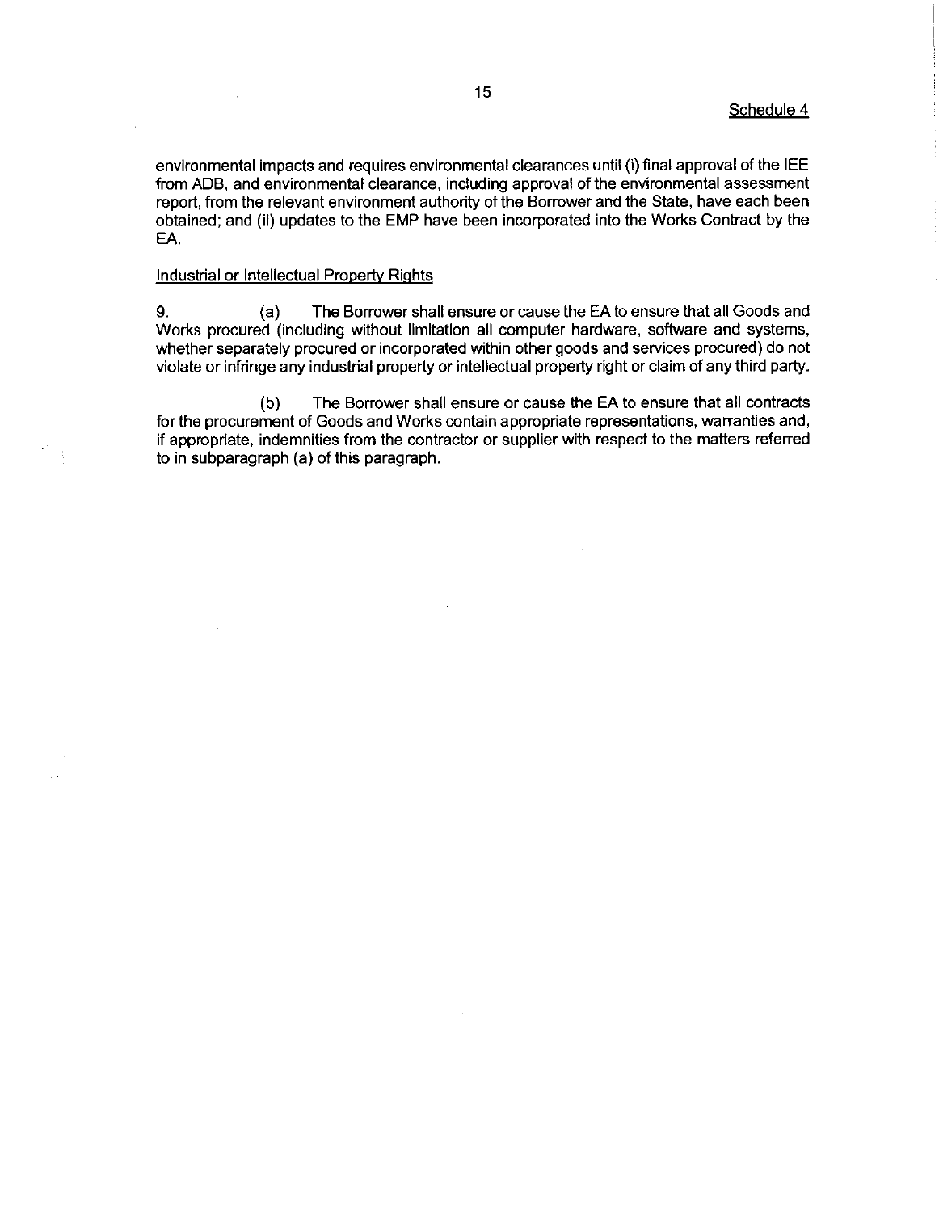Schedule 4

environmental impacts and requires environmental clearances until (i) final approval of the IEE from ADB, and environmental clearance, including approval of the environmental assessment report, from the relevant environment authority of the Borrower and the State, have each been obtained; and (ii) updates to the EMP have been incorporated into the Works Contract by the EA.

Industrial or Intellectual Property Rights

9. (a) The Borrower shall ensure or cause the EA to ensure that all Goods and Works procured (including without limitation all computer hardware, software and systems, whether separately procured or incorporated within other goods and services procured) do not violate or infringe any industrial property or intellectual property right or claim of any third party.

(b) The Borrower shall ensure or cause the EA to ensure that all contracts for the procurement of Goods and Works contain appropriate representations, warranties and, if appropriate, indemnities from the contractor or supplier with respect to the matters referred to in subparagraph (a) of this paragraph.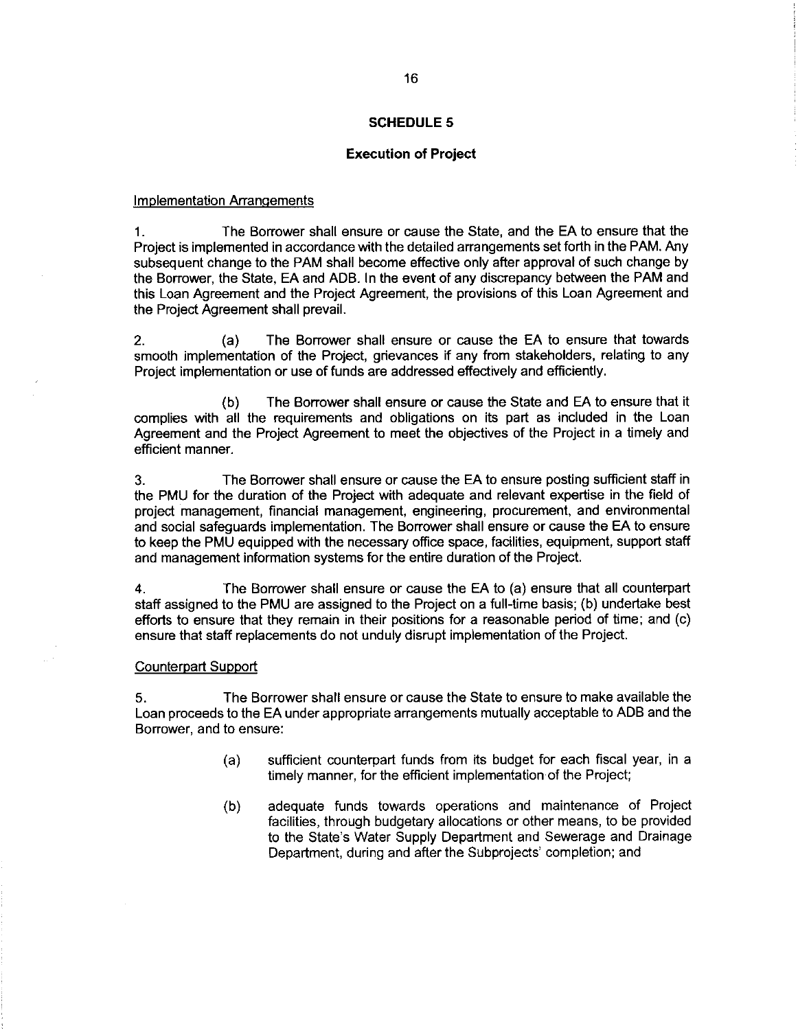## SCHEDULE 5

### Execution of Project

Implementation Arrangements

1. The Borrower shall ensure or cause the State, and the EA to ensure that the Project is implemented in accordance with the detailed arrangements set forth in the PAM. Any subsequent change to the PAM shall become effective only after approval of such change by the Borrower, the State, EA and ADB. In the event of any discrepancy between the PAM and this Loan Agreement and the Project Agreement, the provisions of this Loan Agreement and the Project Agreement shall prevail.

2. (a) The Borrower shall ensure or cause the EA to ensure that towards smooth implementation of the Project, grievances if any from stakeholders, relating to any Project implementation or use of funds are addressed effectively and efficiently.

(b) The Borrower shall ensure or cause the State and EA to ensure that it complies with all the requirements and obligations on its part as included in the Loan Agreement and the Project Agreement to meet the objectives of the Project in a timely and efficient manner.

3. The Borrower shall ensure or cause the EA to ensure posting sufficient staff in the PMU for the duration of the Project with adequate and relevant expertise in the field of project management, financial management, engineering, procurement, and environmental and social safeguards implementation. The Borrower shall ensure or cause the EA to ensure to keep the PMU equipped with the necessary office space, facilities, equipment, support staff and management information systems for the entire duration of the Project.

4. The Borrower shall ensure or cause the EA to (a) ensure that all counterpart staff assigned to the PMU are assigned to the Project on a full-time basis; (b) undertake best efforts to ensure that they remain in their positions for a reasonable period of time; and (c) ensure that staff replacements do not unduly disrupt implementation of the Project.

Counterpart Support

5. The Borrower shall ensure or cause the State to ensure to make available the Loan proceeds to the EA under appropriate arrangements mutually acceptable to ADB and the Borrower, and to ensure:

(a) sufficient counterpart funds from its budget for each fiscal year, in a timely manner, for the efficient implementation of the Project;

(b) adequate funds towards operations and maintenance of Project facilities, through budgetary allocations or other means, to be provided to the State's Water Supply Department and Sewerage and Drainage Department, during and after the Subprojects' completion; and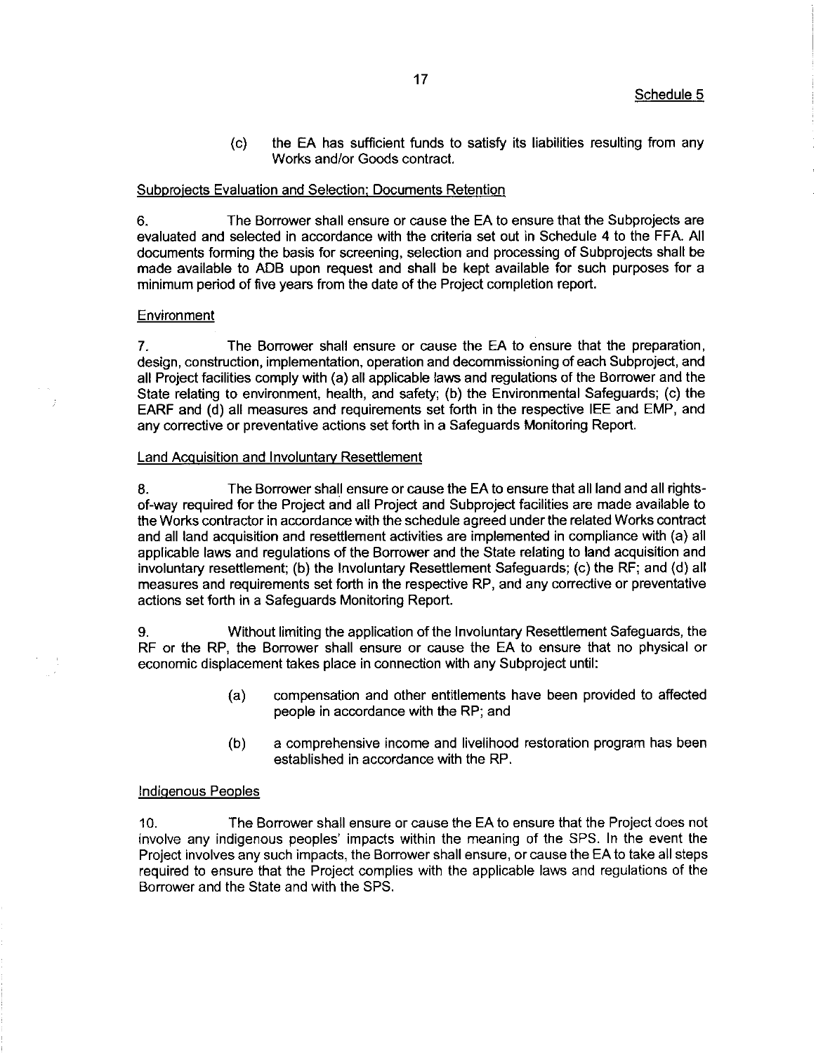Schedule 5

(c) the EA has sufficient funds to satisfy its liabilities resulting from any Works and/or Goods contract.

Subprojects Evaluation and Selection; Documents Retention

6. The Borrower shall ensure or cause the EA to ensure that the Subprojects are evaluated and selected in accordance with the criteria set out in Schedule 4 to the FFA. All documents forming the basis for screening, selection and processing of Subprojects shall be made available to ADB upon request and shall be kept available for such purposes for a minimum period of five years from the date of the Project completion report.

Environment

7. The Borrower shall ensure or cause the EA to ensure that the preparation, design, construction, implementation, operation and decommissioning of each Subproject, and all Project facilities comply with (a) all applicable laws and regulations of the Borrower and the State relating to environment, health, and safety; (b) the Environmental Safeguards; (c) the EARF and (d) all measures and requirements set forth in the respective IEE and EMP, and any corrective or preventative actions set forth in a Safeguards Monitoring Report.

Land Acquisition and Involuntary Resettlement

8. The Borrower shall ensure or cause the EA to ensure that all land and all rights-of-way required for the Project and all Project and Subproject facilities are made available to the Works contractor in accordance with the schedule agreed under the related Works contract and all land acquisition and resettlement activities are implemented in compliance with (a) all applicable laws and regulations of the Borrower and the State relating to land acquisition and involuntary resettlement; (b) the Involuntary Resettlement Safeguards; (c) the RF; and (d) all measures and requirements set forth in the respective RP, and any corrective or preventative actions set forth in a Safeguards Monitoring Report.

9. Without limiting the application of the Involuntary Resettlement Safeguards, the RF or the RP, the Borrower shall ensure or cause the EA to ensure that no physical or economic displacement takes place in connection with any Subproject until:

(a) compensation and other entitlements have been provided to affected people in accordance with the RP; and

(b) a comprehensive income and livelihood restoration program has been established in accordance with the RP.

Indigenous Peoples

10. The Borrower shall ensure or cause the EA to ensure that the Project does not involve any indigenous peoples' impacts within the meaning of the SPS. In the event the Project involves any such impacts, the Borrower shall ensure, or cause the EA to take all steps required to ensure that the Project complies with the applicable laws and regulations of the Borrower and the State and with the SPS.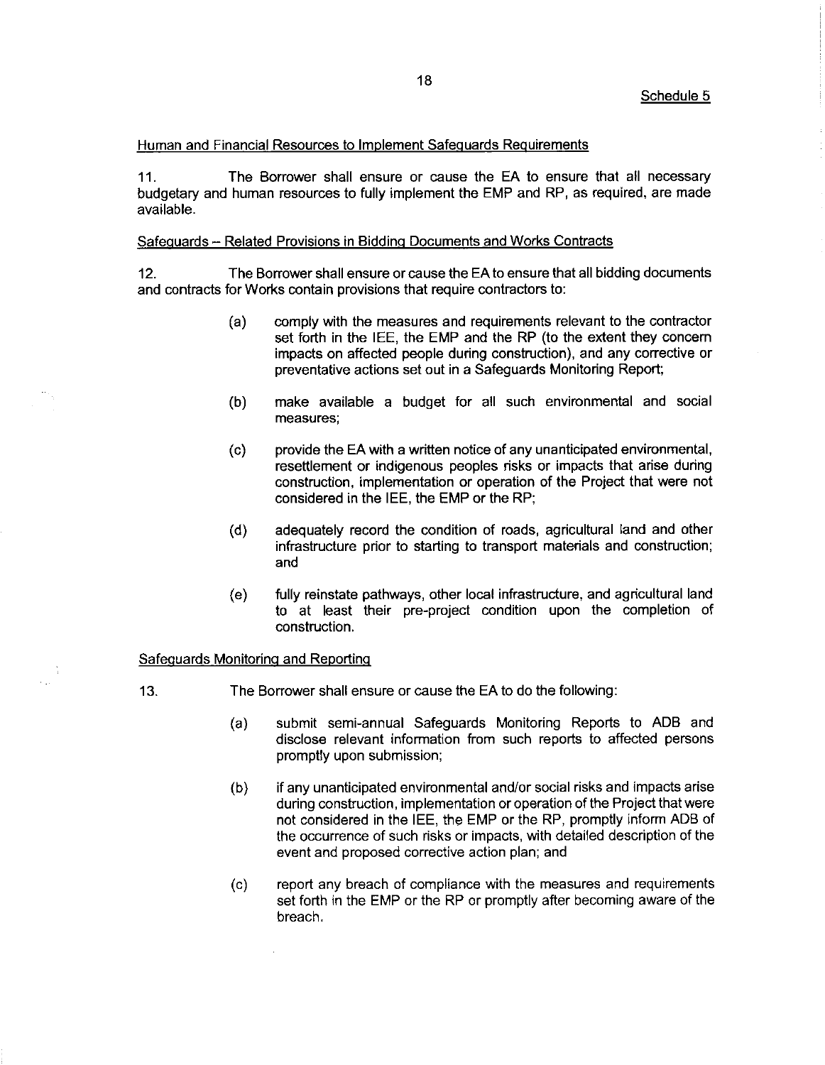Schedule 5

Human and Financial Resources to Implement Safeguards Requirements

11. The Borrower shall ensure or cause the EA to ensure that all necessary budgetary and human resources to fully implement the EMP and RP, as required, are made available.

Safeguards – Related Provisions in Bidding Documents and Works Contracts

12. The Borrower shall ensure or cause the EA to ensure that all bidding documents and contracts for Works contain provisions that require contractors to:

(a) comply with the measures and requirements relevant to the contractor set forth in the IEE, the EMP and the RP (to the extent they concern impacts on affected people during construction), and any corrective or preventative actions set out in a Safeguards Monitoring Report;

(b) make available a budget for all such environmental and social measures;

(c) provide the EA with a written notice of any unanticipated environmental, resettlement or indigenous peoples risks or impacts that arise during construction, implementation or operation of the Project that were not considered in the IEE, the EMP or the RP;

(d) adequately record the condition of roads, agricultural land and other infrastructure prior to starting to transport materials and construction; and

(e) fully reinstate pathways, other local infrastructure, and agricultural land to at least their pre-project condition upon the completion of construction.

Safeguards Monitoring and Reporting

13. The Borrower shall ensure or cause the EA to do the following:

(a) submit semi-annual Safeguards Monitoring Reports to ADB and disclose relevant information from such reports to affected persons promptly upon submission;

(b) if any unanticipated environmental and/or social risks and impacts arise during construction, implementation or operation of the Project that were not considered in the IEE, the EMP or the RP, promptly inform ADB of the occurrence of such risks or impacts, with detailed description of the event and proposed corrective action plan; and

(c) report any breach of compliance with the measures and requirements set forth in the EMP or the RP or promptly after becoming aware of the breach.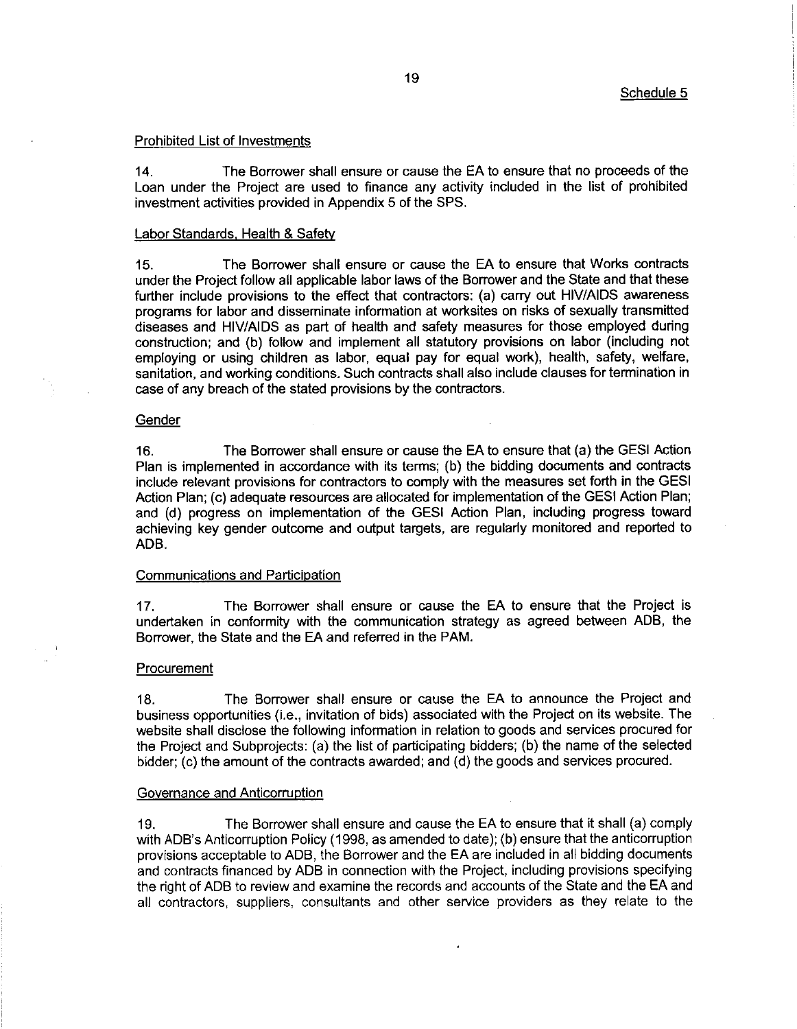Schedule 5

Prohibited List of Investments

14. The Borrower shall ensure or cause the EA to ensure that no proceeds of the Loan under the Project are used to finance any activity included in the list of prohibited investment activities provided in Appendix 5 of the SPS.

Labor Standards, Health & Safety

15. The Borrower shall ensure or cause the EA to ensure that Works contracts under the Project follow all applicable labor laws of the Borrower and the State and that these further include provisions to the effect that contractors: (a) carry out HIV/AIDS awareness programs for labor and disseminate information at worksites on risks of sexually transmitted diseases and HIV/AIDS as part of health and safety measures for those employed during construction; and (b) follow and implement all statutory provisions on labor (including not employing or using children as labor, equal pay for equal work), health, safety, welfare, sanitation, and working conditions. Such contracts shall also include clauses for termination in case of any breach of the stated provisions by the contractors.

Gender

16. The Borrower shall ensure or cause the EA to ensure that (a) the GESI Action Plan is implemented in accordance with its terms; (b) the bidding documents and contracts include relevant provisions for contractors to comply with the measures set forth in the GESI Action Plan; (c) adequate resources are allocated for implementation of the GESI Action Plan; and (d) progress on implementation of the GESI Action Plan, including progress toward achieving key gender outcome and output targets, are regularly monitored and reported to ADB.

Communications and Participation

17. The Borrower shall ensure or cause the EA to ensure that the Project is undertaken in conformity with the communication strategy as agreed between ADB, the Borrower, the State and the EA and referred in the PAM.

Procurement

18. The Borrower shall ensure or cause the EA to announce the Project and business opportunities (i.e., invitation of bids) associated with the Project on its website. The website shall disclose the following information in relation to goods and services procured for the Project and Subprojects: (a) the list of participating bidders; (b) the name of the selected bidder; (c) the amount of the contracts awarded; and (d) the goods and services procured.

Governance and Anticorruption

19. The Borrower shall ensure and cause the EA to ensure that it shall (a) comply with ADB's Anticorruption Policy (1998, as amended to date); (b) ensure that the anticorruption provisions acceptable to ADB, the Borrower and the EA are included in all bidding documents and contracts financed by ADB in connection with the Project, including provisions specifying the right of ADB to review and examine the records and accounts of the State and the EA and all contractors, suppliers, consultants and other service providers as they relate to the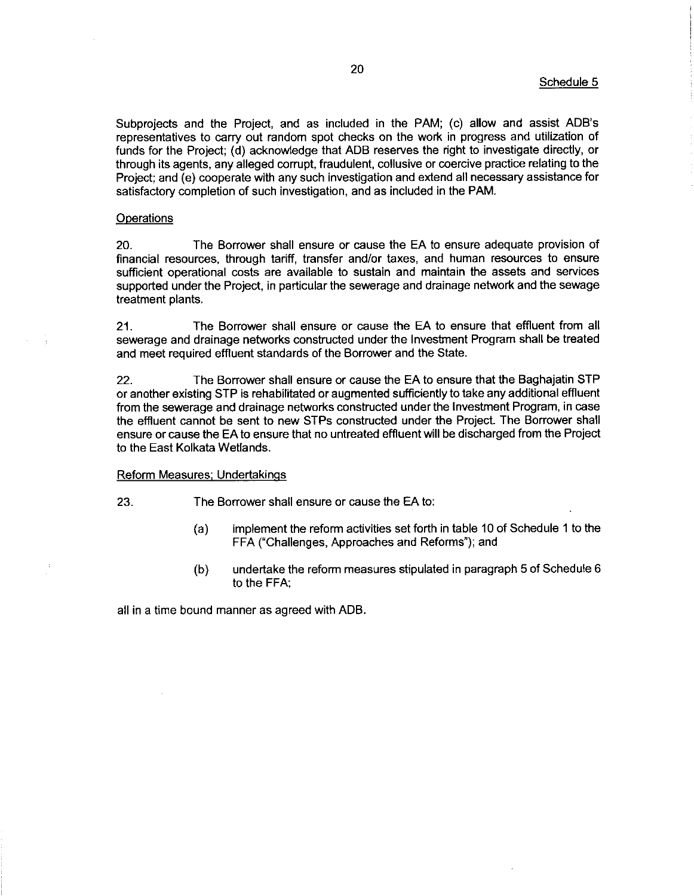Subprojects and the Project, and as included in the PAM; (c) allow and assist ADB's representatives to carry out random spot checks on the work in progress and utilization of funds for the Project; (d) acknowledge that ADB reserves the right to investigate directly, or through its agents, any alleged corrupt, fraudulent, collusive or coercive practice relating to the Project; and (e) cooperate with any such investigation and extend all necessary assistance for satisfactory completion of such investigation, and as included in the PAM.

Operations

20. The Borrower shall ensure or cause the EA to ensure adequate provision of financial resources, through tariff, transfer and/or taxes, and human resources to ensure sufficient operational costs are available to sustain and maintain the assets and services supported under the Project, in particular the sewerage and drainage network and the sewage treatment plants.

21. The Borrower shall ensure or cause the EA to ensure that effluent from all sewerage and drainage networks constructed under the Investment Program shall be treated and meet required effluent standards of the Borrower and the State.

22. The Borrower shall ensure or cause the EA to ensure that the Baghajatin STP or another existing STP is rehabilitated or augmented sufficiently to take any additional effluent from the sewerage and drainage networks constructed under the Investment Program, in case the effluent cannot be sent to new STPs constructed under the Project. The Borrower shall ensure or cause the EA to ensure that no untreated effluent will be discharged from the Project to the East Kolkata Wetlands.

Reform Measures; Undertakings

23. The Borrower shall ensure or cause the EA to:

(a) implement the reform activities set forth in table 10 of Schedule 1 to the FFA ("Challenges, Approaches and Reforms"); and

(b) undertake the reform measures stipulated in paragraph 5 of Schedule 6 to the FFA;

all in a time bound manner as agreed with ADB.